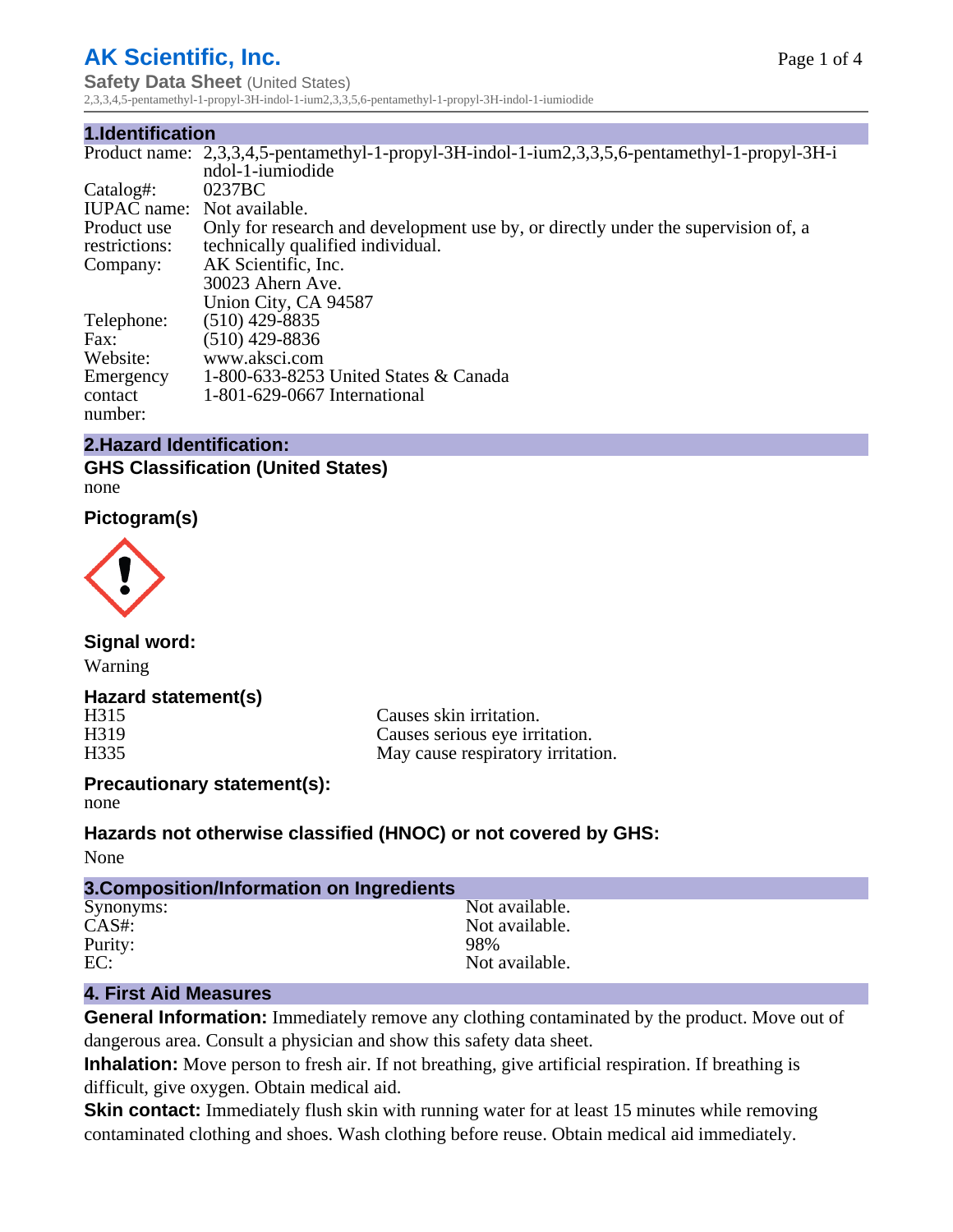# AK Scientific, Inc.

**Safety Data Sheet** (United States)
2,3,3,4,5-pentamethyl-1-propyl-3H-indol-1-ium2,3,3,5,6-pentamethyl-1-propyl-3H-indol-1-iumiodide

## 1.Identification

| | |
|---|---|
| Product name: | 2,3,3,4,5-pentamethyl-1-propyl-3H-indol-1-ium2,3,3,5,6-pentamethyl-1-propyl-3H-indol-1-iumiodide |
| Catalog#: | 0237BC |
| IUPAC name: | Not available. |
| Product use restrictions: | Only for research and development use by, or directly under the supervision of, a technically qualified individual. |
| Company: | AK Scientific, Inc.<br>30023 Ahern Ave.<br>Union City, CA 94587 |
| Telephone: | (510) 429-8835 |
| Fax: | (510) 429-8836 |
| Website: | www.aksci.com |
| Emergency contact number: | 1-800-633-8253 United States & Canada<br>1-801-629-0667 International |

## 2.Hazard Identification:

### GHS Classification (United States)

none

### Pictogram(s)

### Signal word:

Warning

### Hazard statement(s)

| | |
|---|---|
| H315 | Causes skin irritation. |
| H319 | Causes serious eye irritation. |
| H335 | May cause respiratory irritation. |

### Precautionary statement(s):

none

### Hazards not otherwise classified (HNOC) or not covered by GHS:

None

## 3.Composition/Information on Ingredients

| | |
|---|---|
| Synonyms: | Not available. |
| CAS#: | Not available. |
| Purity: | 98% |
| EC: | Not available. |

## 4. First Aid Measures

**General Information:** Immediately remove any clothing contaminated by the product. Move out of dangerous area. Consult a physician and show this safety data sheet.

**Inhalation:** Move person to fresh air. If not breathing, give artificial respiration. If breathing is difficult, give oxygen. Obtain medical aid.

**Skin contact:** Immediately flush skin with running water for at least 15 minutes while removing contaminated clothing and shoes. Wash clothing before reuse. Obtain medical aid immediately.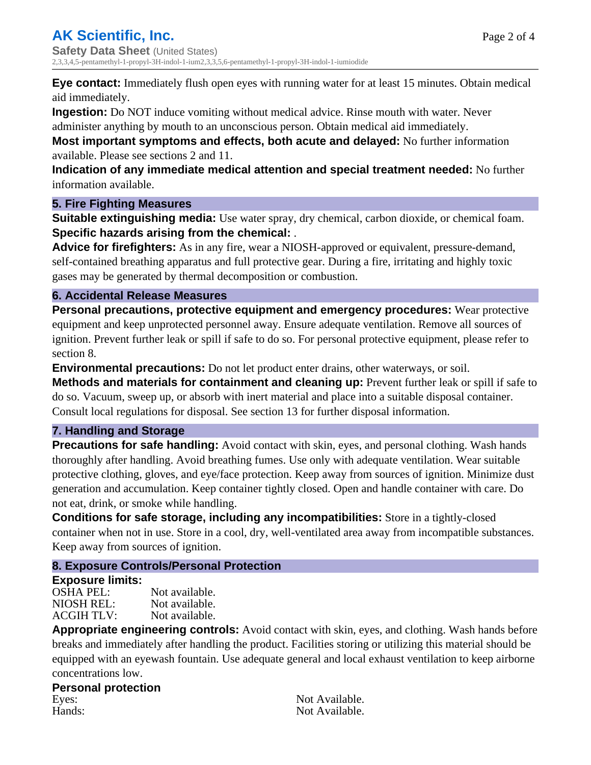**Eye contact:** Immediately flush open eyes with running water for at least 15 minutes. Obtain medical aid immediately.

**Ingestion:** Do NOT induce vomiting without medical advice. Rinse mouth with water. Never administer anything by mouth to an unconscious person. Obtain medical aid immediately.

**Most important symptoms and effects, both acute and delayed:** No further information available. Please see sections 2 and 11.

**Indication of any immediate medical attention and special treatment needed:** No further information available.

## 5. Fire Fighting Measures

**Suitable extinguishing media:** Use water spray, dry chemical, carbon dioxide, or chemical foam.

**Specific hazards arising from the chemical:** .

**Advice for firefighters:** As in any fire, wear a NIOSH-approved or equivalent, pressure-demand, self-contained breathing apparatus and full protective gear. During a fire, irritating and highly toxic gases may be generated by thermal decomposition or combustion.

## 6. Accidental Release Measures

**Personal precautions, protective equipment and emergency procedures:** Wear protective equipment and keep unprotected personnel away. Ensure adequate ventilation. Remove all sources of ignition. Prevent further leak or spill if safe to do so. For personal protective equipment, please refer to section 8.

**Environmental precautions:** Do not let product enter drains, other waterways, or soil.

**Methods and materials for containment and cleaning up:** Prevent further leak or spill if safe to do so. Vacuum, sweep up, or absorb with inert material and place into a suitable disposal container. Consult local regulations for disposal. See section 13 for further disposal information.

## 7. Handling and Storage

**Precautions for safe handling:** Avoid contact with skin, eyes, and personal clothing. Wash hands thoroughly after handling. Avoid breathing fumes. Use only with adequate ventilation. Wear suitable protective clothing, gloves, and eye/face protection. Keep away from sources of ignition. Minimize dust generation and accumulation. Keep container tightly closed. Open and handle container with care. Do not eat, drink, or smoke while handling.

**Conditions for safe storage, including any incompatibilities:** Store in a tightly-closed container when not in use. Store in a cool, dry, well-ventilated area away from incompatible substances. Keep away from sources of ignition.

## 8. Exposure Controls/Personal Protection

**Exposure limits:**

| | |
|---|---|
| OSHA PEL: | Not available. |
| NIOSH REL: | Not available. |
| ACGIH TLV: | Not available. |

**Appropriate engineering controls:** Avoid contact with skin, eyes, and clothing. Wash hands before breaks and immediately after handling the product. Facilities storing or utilizing this material should be equipped with an eyewash fountain. Use adequate general and local exhaust ventilation to keep airborne concentrations low.

**Personal protection**

| | |
|---|---|
| Eyes: | Not Available. |
| Hands: | Not Available. |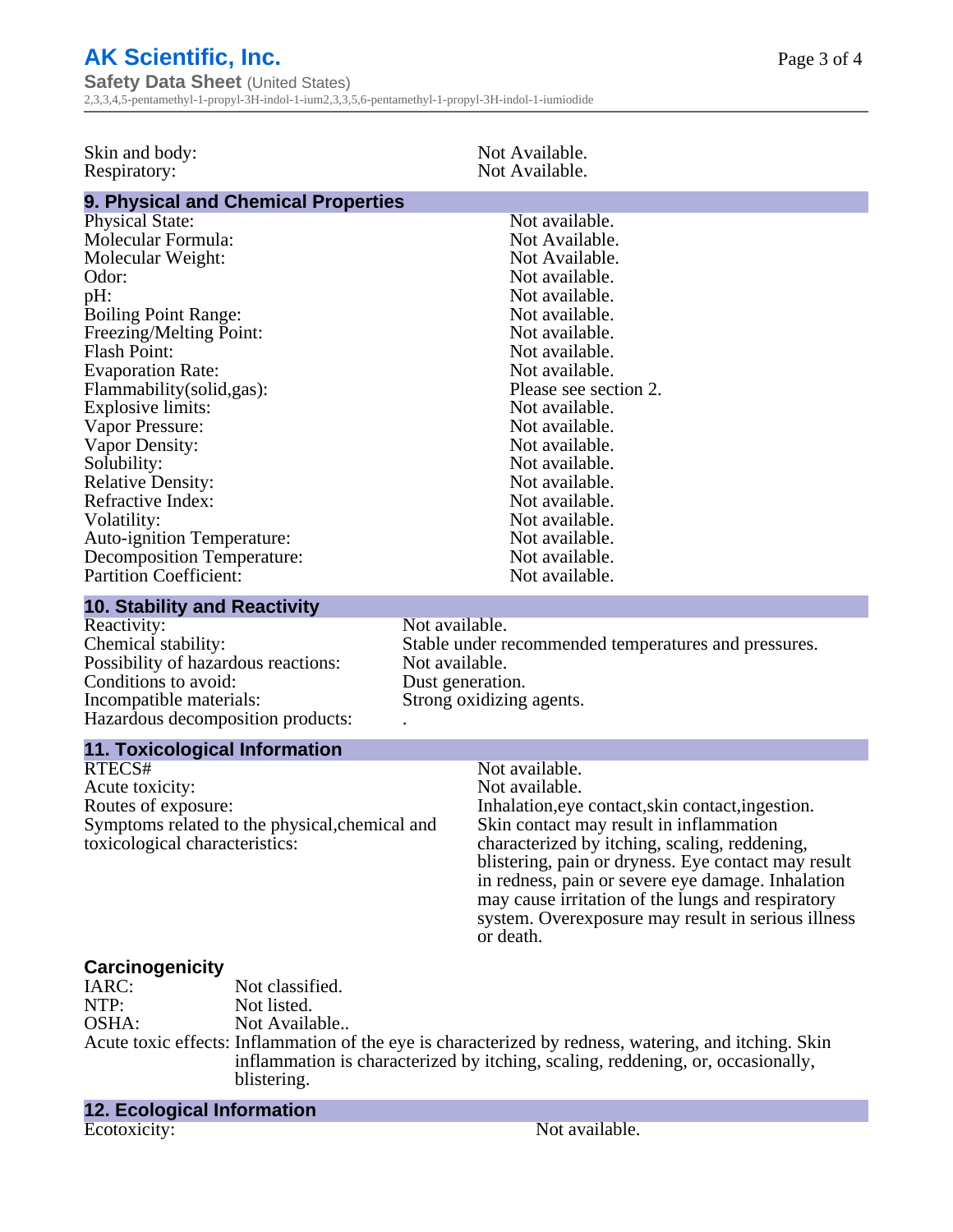| | |
|---|---|
| Skin and body: | Not Available. |
| Respiratory: | Not Available. |

## 9. Physical and Chemical Properties

| | |
|---|---|
| Physical State: | Not available. |
| Molecular Formula: | Not Available. |
| Molecular Weight: | Not Available. |
| Odor: | Not available. |
| pH: | Not available. |
| Boiling Point Range: | Not available. |
| Freezing/Melting Point: | Not available. |
| Flash Point: | Not available. |
| Evaporation Rate: | Not available. |
| Flammability(solid,gas): | Please see section 2. |
| Explosive limits: | Not available. |
| Vapor Pressure: | Not available. |
| Vapor Density: | Not available. |
| Solubility: | Not available. |
| Relative Density: | Not available. |
| Refractive Index: | Not available. |
| Volatility: | Not available. |
| Auto-ignition Temperature: | Not available. |
| Decomposition Temperature: | Not available. |
| Partition Coefficient: | Not available. |

## 10. Stability and Reactivity

| | |
|---|---|
| Reactivity: | Not available. |
| Chemical stability: | Stable under recommended temperatures and pressures. |
| Possibility of hazardous reactions: | Not available. |
| Conditions to avoid: | Dust generation. |
| Incompatible materials: | Strong oxidizing agents. |
| Hazardous decomposition products: | . |

## 11. Toxicological Information

| | |
|---|---|
| RTECS# | Not available. |
| Acute toxicity: | Not available. |
| Routes of exposure: | Inhalation,eye contact,skin contact,ingestion. |
| Symptoms related to the physical,chemical and toxicological characteristics: | Skin contact may result in inflammation characterized by itching, scaling, reddening, blistering, pain or dryness. Eye contact may result in redness, pain or severe eye damage. Inhalation may cause irritation of the lungs and respiratory system. Overexposure may result in serious illness or death. |

### Carcinogenicity

| | |
|---|---|
| IARC: | Not classified. |
| NTP: | Not listed. |
| OSHA: | Not Available.. |
| Acute toxic effects: | Inflammation of the eye is characterized by redness, watering, and itching. Skin inflammation is characterized by itching, scaling, reddening, or, occasionally, blistering. |

## 12. Ecological Information

| | |
|---|---|
| Ecotoxicity: | Not available. |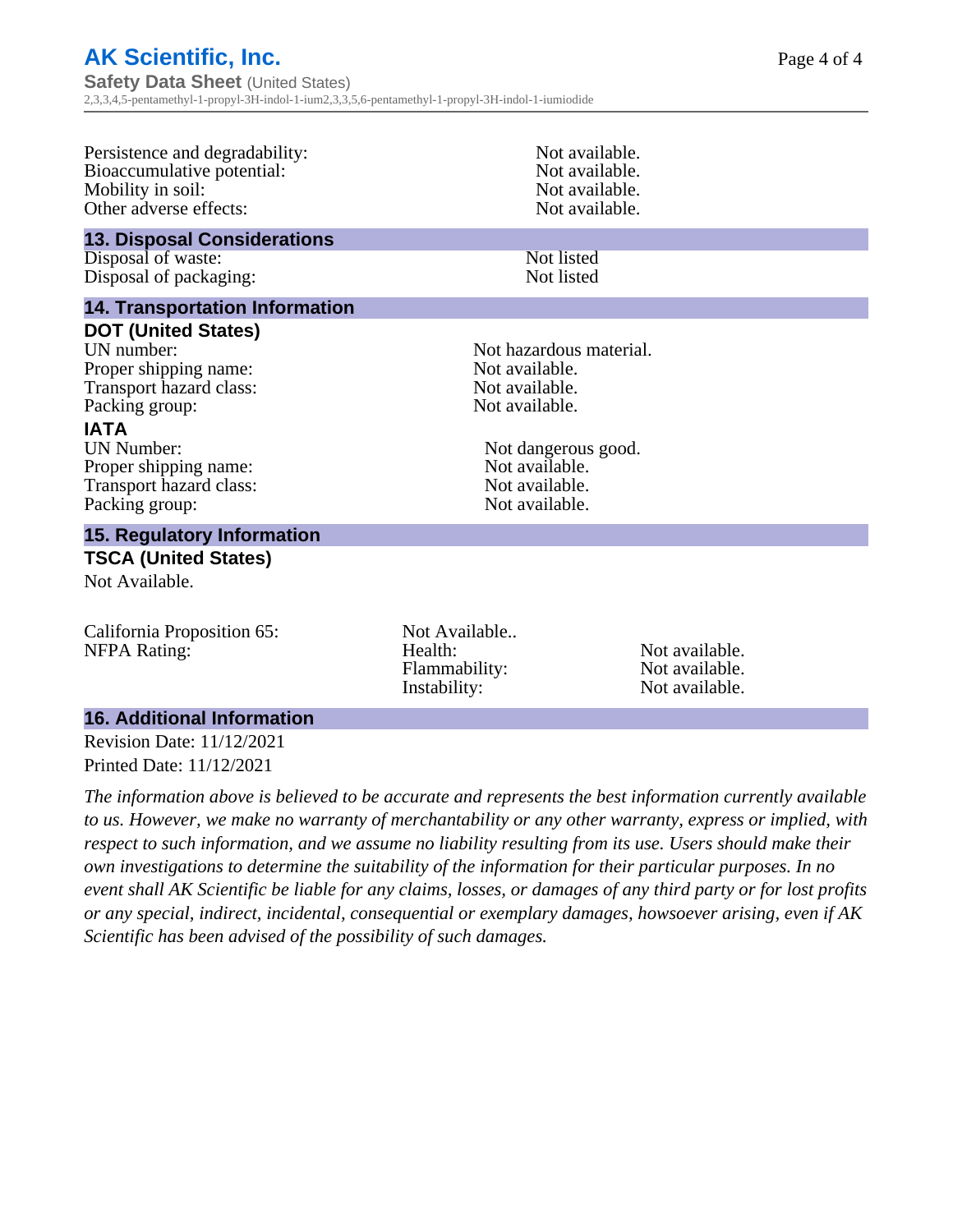| | |
|---|---|
| Persistence and degradability: | Not available. |
| Bioaccumulative potential: | Not available. |
| Mobility in soil: | Not available. |
| Other adverse effects: | Not available. |

## 13. Disposal Considerations

| | |
|---|---|
| Disposal of waste: | Not listed |
| Disposal of packaging: | Not listed |

## 14. Transportation Information

### DOT (United States)

| | |
|---|---|
| UN number: | Not hazardous material. |
| Proper shipping name: | Not available. |
| Transport hazard class: | Not available. |
| Packing group: | Not available. |

### IATA

| | |
|---|---|
| UN Number: | Not dangerous good. |
| Proper shipping name: | Not available. |
| Transport hazard class: | Not available. |
| Packing group: | Not available. |

## 15. Regulatory Information

### TSCA (United States)

Not Available.

| | | |
|---|---|---|
| California Proposition 65: | Not Available.. | |
| NFPA Rating: | Health: | Not available. |
| | Flammability: | Not available. |
| | Instability: | Not available. |

## 16. Additional Information

Revision Date: 11/12/2021

Printed Date: 11/12/2021

*The information above is believed to be accurate and represents the best information currently available to us. However, we make no warranty of merchantability or any other warranty, express or implied, with respect to such information, and we assume no liability resulting from its use. Users should make their own investigations to determine the suitability of the information for their particular purposes. In no event shall AK Scientific be liable for any claims, losses, or damages of any third party or for lost profits or any special, indirect, incidental, consequential or exemplary damages, howsoever arising, even if AK Scientific has been advised of the possibility of such damages.*